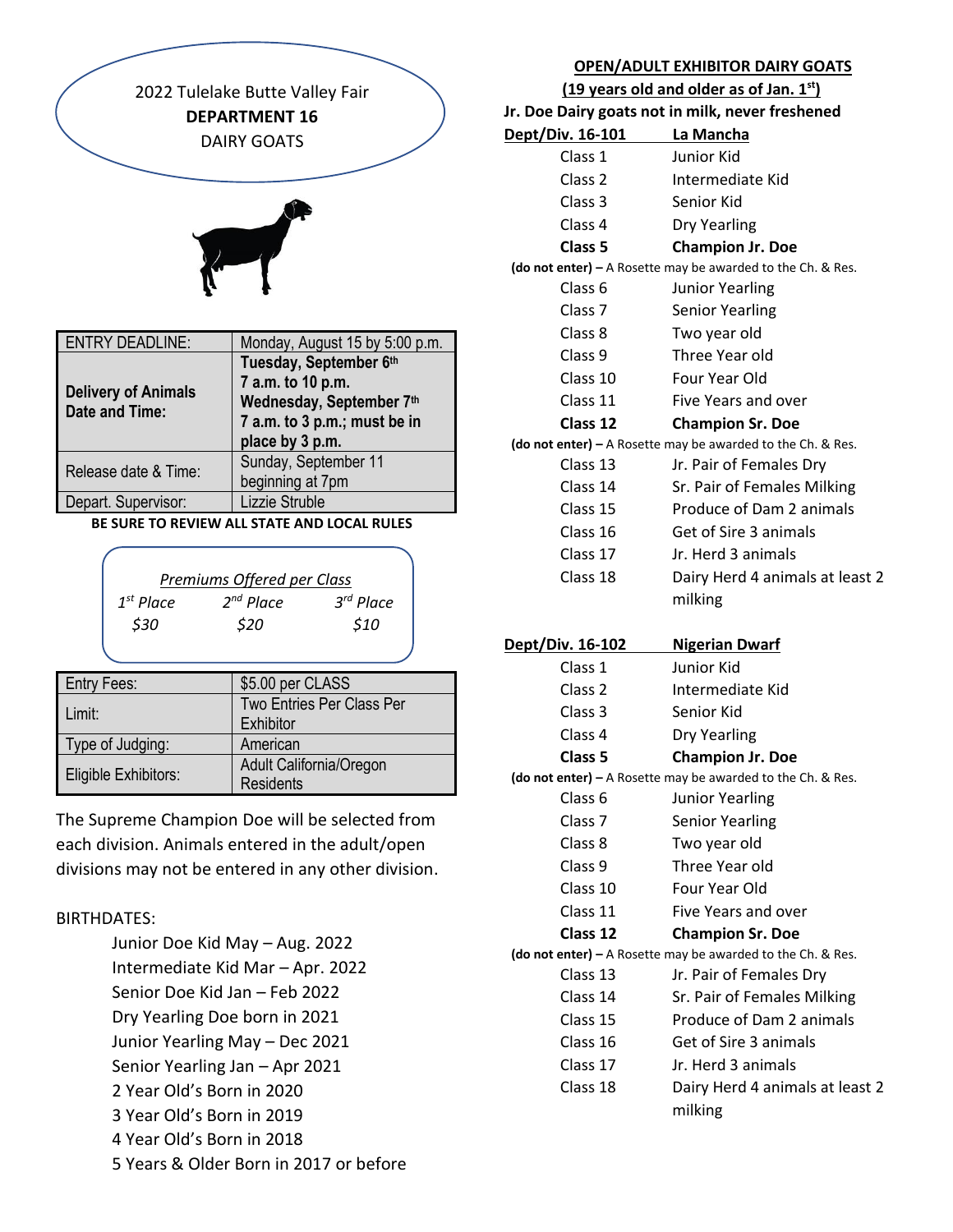# 2022 Tulelake Butte Valley Fair

## DEPARTMENT 16

### DAIRY GOATS

| ENTRY DEADLINE: | Monday, August 15 by 5:00 p.m. |
|---|---|
| **Delivery of Animals Date and Time:** | **Tuesday, September 6th 7 a.m. to 10 p.m. Wednesday, September 7th 7 a.m. to 3 p.m.; must be in place by 3 p.m.** |
| Release date & Time: | Sunday, September 11 beginning at 7pm |
| Depart. Supervisor: | Lizzie Struble |

**BE SURE TO REVIEW ALL STATE AND LOCAL RULES**

*Premiums Offered per Class*

| *1st Place* | *2nd Place* | *3rd Place* |
|---|---|---|
| *$30* | *$20* | *$10* |

| Entry Fees: | $5.00 per CLASS |
|---|---|
| Limit: | Two Entries Per Class Per Exhibitor |
| Type of Judging: | American |
| Eligible Exhibitors: | Adult California/Oregon Residents |

The Supreme Champion Doe will be selected from each division. Animals entered in the adult/open divisions may not be entered in any other division.

BIRTHDATES:

- Junior Doe Kid May – Aug. 2022
- Intermediate Kid Mar – Apr. 2022
- Senior Doe Kid Jan – Feb 2022
- Dry Yearling Doe born in 2021
- Junior Yearling May – Dec 2021
- Senior Yearling Jan – Apr 2021
- 2 Year Old's Born in 2020
- 3 Year Old's Born in 2019
- 4 Year Old's Born in 2018
- 5 Years & Older Born in 2017 or before

## OPEN/ADULT EXHIBITOR DAIRY GOATS

**(19 years old and older as of Jan. 1st)**

**Jr. Doe Dairy goats not in milk, never freshened**

| **Dept/Div. 16-101** | **La Mancha** |
|---|---|
| Class 1 | Junior Kid |
| Class 2 | Intermediate Kid |
| Class 3 | Senior Kid |
| Class 4 | Dry Yearling |
| **Class 5** | **Champion Jr. Doe** |
| **(do not enter)** – A Rosette may be awarded to the Ch. & Res. | |
| Class 6 | Junior Yearling |
| Class 7 | Senior Yearling |
| Class 8 | Two year old |
| Class 9 | Three Year old |
| Class 10 | Four Year Old |
| Class 11 | Five Years and over |
| **Class 12** | **Champion Sr. Doe** |
| **(do not enter)** – A Rosette may be awarded to the Ch. & Res. | |
| Class 13 | Jr. Pair of Females Dry |
| Class 14 | Sr. Pair of Females Milking |
| Class 15 | Produce of Dam 2 animals |
| Class 16 | Get of Sire 3 animals |
| Class 17 | Jr. Herd 3 animals |
| Class 18 | Dairy Herd 4 animals at least 2 milking |

| **Dept/Div. 16-102** | **Nigerian Dwarf** |
|---|---|
| Class 1 | Junior Kid |
| Class 2 | Intermediate Kid |
| Class 3 | Senior Kid |
| Class 4 | Dry Yearling |
| **Class 5** | **Champion Jr. Doe** |
| **(do not enter)** – A Rosette may be awarded to the Ch. & Res. | |
| Class 6 | Junior Yearling |
| Class 7 | Senior Yearling |
| Class 8 | Two year old |
| Class 9 | Three Year old |
| Class 10 | Four Year Old |
| Class 11 | Five Years and over |
| **Class 12** | **Champion Sr. Doe** |
| **(do not enter)** – A Rosette may be awarded to the Ch. & Res. | |
| Class 13 | Jr. Pair of Females Dry |
| Class 14 | Sr. Pair of Females Milking |
| Class 15 | Produce of Dam 2 animals |
| Class 16 | Get of Sire 3 animals |
| Class 17 | Jr. Herd 3 animals |
| Class 18 | Dairy Herd 4 animals at least 2 milking |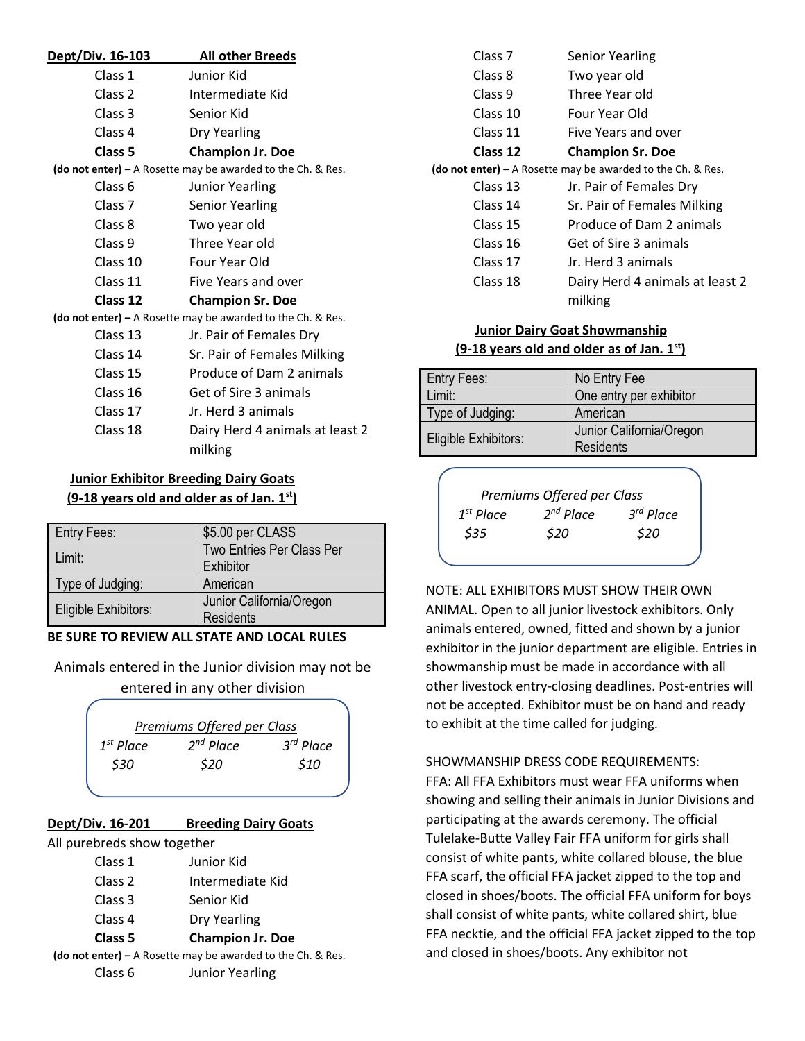**Dept/Div. 16-103 All other Breeds**

| | |
|---|---|
| Class 1 | Junior Kid |
| Class 2 | Intermediate Kid |
| Class 3 | Senior Kid |
| Class 4 | Dry Yearling |
| **Class 5** | **Champion Jr. Doe** |

**(do not enter) –** A Rosette may be awarded to the Ch. & Res.

| | |
|---|---|
| Class 6 | Junior Yearling |
| Class 7 | Senior Yearling |
| Class 8 | Two year old |
| Class 9 | Three Year old |
| Class 10 | Four Year Old |
| Class 11 | Five Years and over |
| **Class 12** | **Champion Sr. Doe** |

**(do not enter) –** A Rosette may be awarded to the Ch. & Res.

| | |
|---|---|
| Class 13 | Jr. Pair of Females Dry |
| Class 14 | Sr. Pair of Females Milking |
| Class 15 | Produce of Dam 2 animals |
| Class 16 | Get of Sire 3 animals |
| Class 17 | Jr. Herd 3 animals |
| Class 18 | Dairy Herd 4 animals at least 2 milking |

## Junior Exhibitor Breeding Dairy Goats
### (9-18 years old and older as of Jan. 1st)

| | |
|---|---|
| Entry Fees: | $5.00 per CLASS |
| Limit: | Two Entries Per Class Per Exhibitor |
| Type of Judging: | American |
| Eligible Exhibitors: | Junior California/Oregon Residents |

**BE SURE TO REVIEW ALL STATE AND LOCAL RULES**

Animals entered in the Junior division may not be entered in any other division

*Premiums Offered per Class*

| *1st Place* | *2nd Place* | *3rd Place* |
|---|---|---|
| *$30* | *$20* | *$10* |

**Dept/Div. 16-201 Breeding Dairy Goats**

All purebreds show together

| | |
|---|---|
| Class 1 | Junior Kid |
| Class 2 | Intermediate Kid |
| Class 3 | Senior Kid |
| Class 4 | Dry Yearling |
| **Class 5** | **Champion Jr. Doe** |

**(do not enter) –** A Rosette may be awarded to the Ch. & Res.

| | |
|---|---|
| Class 6 | Junior Yearling |
| Class 7 | Senior Yearling |
| Class 8 | Two year old |
| Class 9 | Three Year old |
| Class 10 | Four Year Old |
| Class 11 | Five Years and over |
| **Class 12** | **Champion Sr. Doe** |

**(do not enter) –** A Rosette may be awarded to the Ch. & Res.

| | |
|---|---|
| Class 13 | Jr. Pair of Females Dry |
| Class 14 | Sr. Pair of Females Milking |
| Class 15 | Produce of Dam 2 animals |
| Class 16 | Get of Sire 3 animals |
| Class 17 | Jr. Herd 3 animals |
| Class 18 | Dairy Herd 4 animals at least 2 milking |

## Junior Dairy Goat Showmanship
### (9-18 years old and older as of Jan. 1st)

| | |
|---|---|
| Entry Fees: | No Entry Fee |
| Limit: | One entry per exhibitor |
| Type of Judging: | American |
| Eligible Exhibitors: | Junior California/Oregon Residents |

*Premiums Offered per Class*

| *1st Place* | *2nd Place* | *3rd Place* |
|---|---|---|
| *$35* | *$20* | *$20* |

NOTE: ALL EXHIBITORS MUST SHOW THEIR OWN ANIMAL. Open to all junior livestock exhibitors. Only animals entered, owned, fitted and shown by a junior exhibitor in the junior department are eligible. Entries in showmanship must be made in accordance with all other livestock entry-closing deadlines. Post-entries will not be accepted. Exhibitor must be on hand and ready to exhibit at the time called for judging.

SHOWMANSHIP DRESS CODE REQUIREMENTS:
FFA: All FFA Exhibitors must wear FFA uniforms when showing and selling their animals in Junior Divisions and participating at the awards ceremony. The official Tulelake-Butte Valley Fair FFA uniform for girls shall consist of white pants, white collared blouse, the blue FFA scarf, the official FFA jacket zipped to the top and closed in shoes/boots. The official FFA uniform for boys shall consist of white pants, white collared shirt, blue FFA necktie, and the official FFA jacket zipped to the top and closed in shoes/boots. Any exhibitor not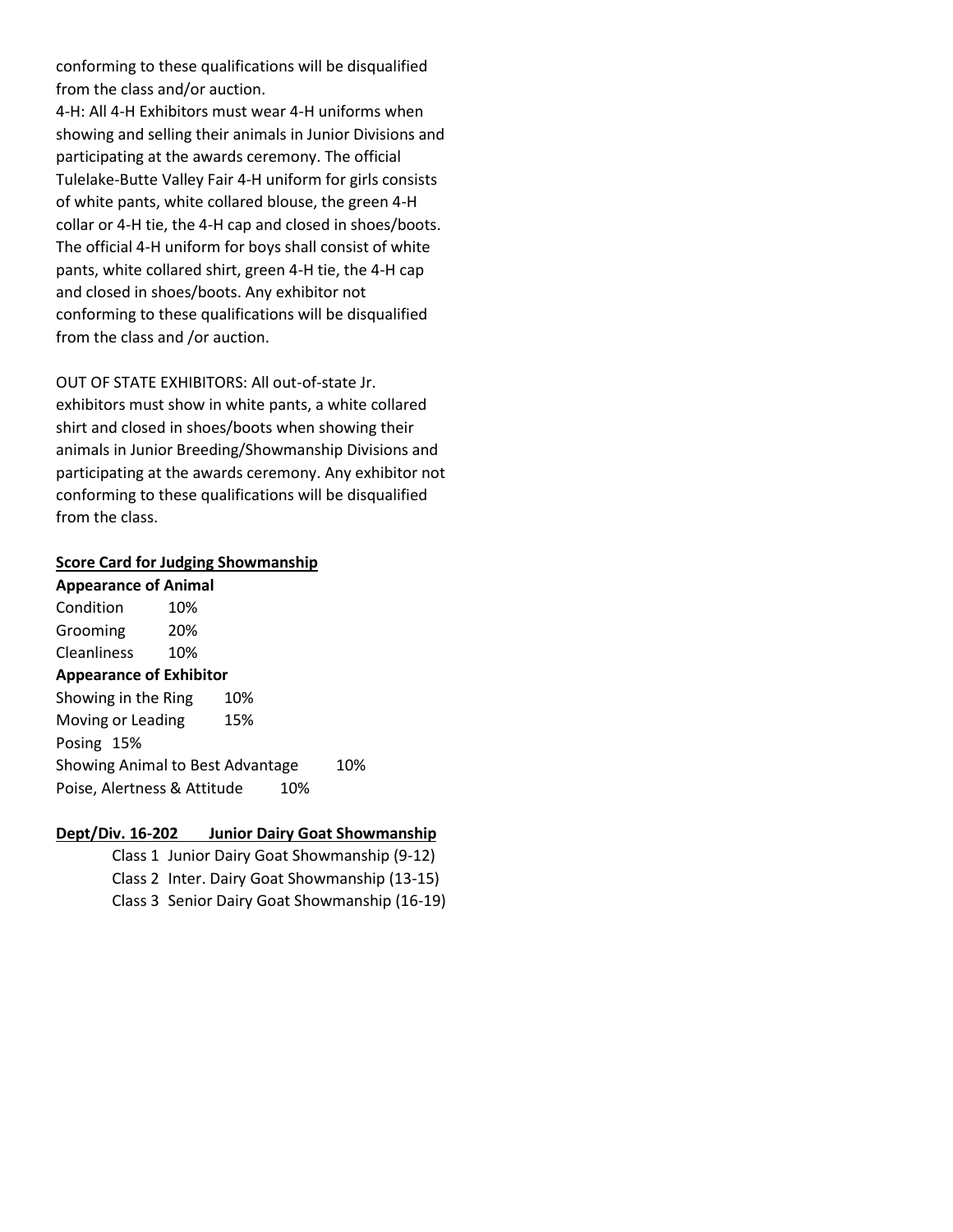conforming to these qualifications will be disqualified from the class and/or auction.

4-H: All 4-H Exhibitors must wear 4-H uniforms when showing and selling their animals in Junior Divisions and participating at the awards ceremony. The official Tulelake-Butte Valley Fair 4-H uniform for girls consists of white pants, white collared blouse, the green 4-H collar or 4-H tie, the 4-H cap and closed in shoes/boots. The official 4-H uniform for boys shall consist of white pants, white collared shirt, green 4-H tie, the 4-H cap and closed in shoes/boots. Any exhibitor not conforming to these qualifications will be disqualified from the class and /or auction.

OUT OF STATE EXHIBITORS: All out-of-state Jr. exhibitors must show in white pants, a white collared shirt and closed in shoes/boots when showing their animals in Junior Breeding/Showmanship Divisions and participating at the awards ceremony. Any exhibitor not conforming to these qualifications will be disqualified from the class.

**Score Card for Judging Showmanship**

**Appearance of Animal**

Condition 10%
Grooming 20%
Cleanliness 10%

**Appearance of Exhibitor**

Showing in the Ring 10%
Moving or Leading 15%
Posing 15%
Showing Animal to Best Advantage 10%
Poise, Alertness & Attitude 10%

**Dept/Div. 16-202 Junior Dairy Goat Showmanship**

Class 1 Junior Dairy Goat Showmanship (9-12)
Class 2 Inter. Dairy Goat Showmanship (13-15)
Class 3 Senior Dairy Goat Showmanship (16-19)